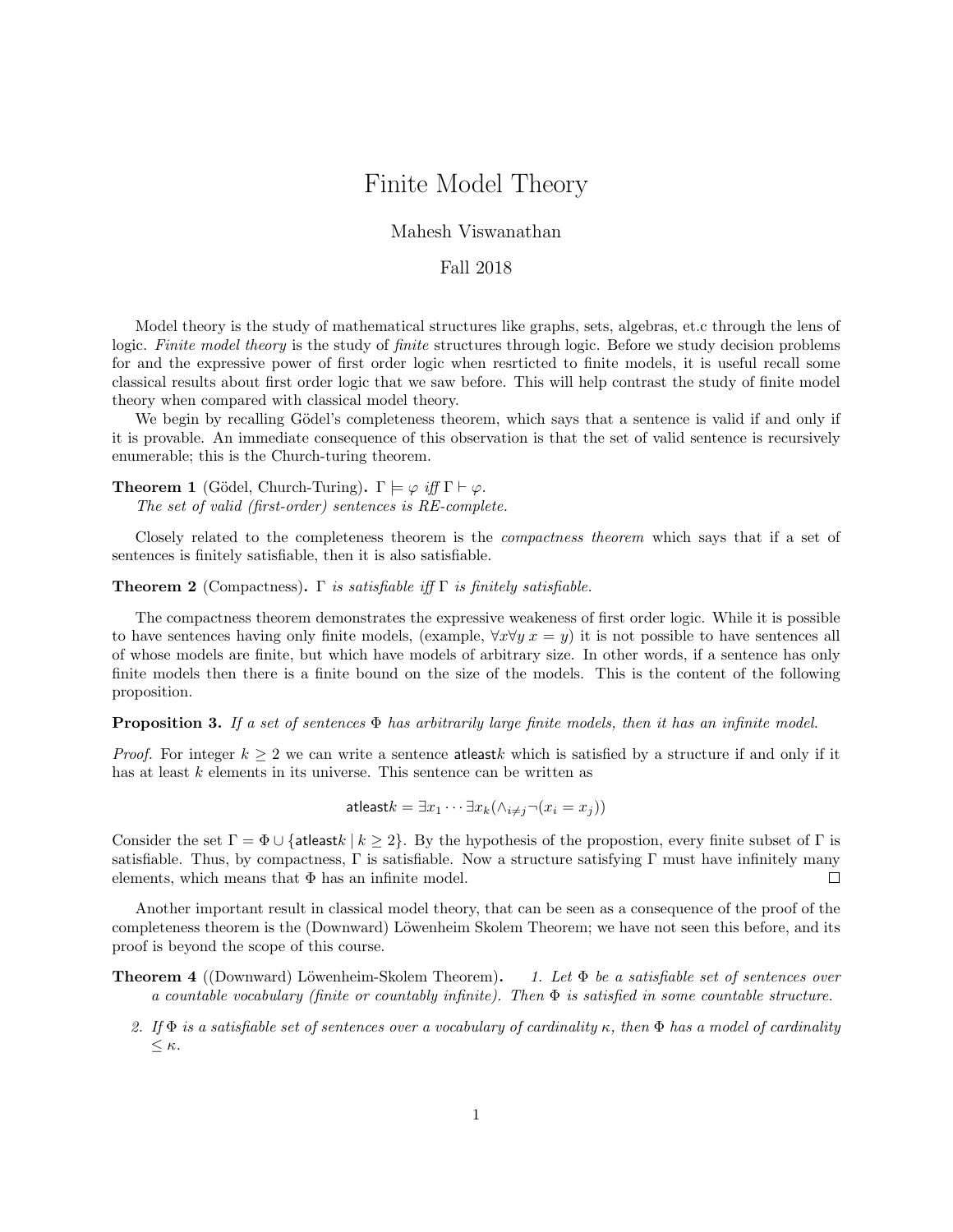# Finite Model Theory

Mahesh Viswanathan

Fall 2018

Model theory is the study of mathematical structures like graphs, sets, algebras, et.c through the lens of logic. *Finite model theory* is the study of *finite* structures through logic. Before we study decision problems for and the expressive power of first order logic when resrticted to finite models, it is useful recall some classical results about first order logic that we saw before. This will help contrast the study of finite model theory when compared with classical model theory.

We begin by recalling Gödel's completeness theorem, which says that a sentence is valid if and only if it is provable. An immediate consequence of this observation is that the set of valid sentence is recursively enumerable; this is the Church-turing theorem.

**Theorem 1** (Gödel, Church-Turing)**.** $\Gamma \models \varphi$ *iff* $\Gamma \vdash \varphi$.
*The set of valid (first-order) sentences is RE-complete.*

Closely related to the completeness theorem is the *compactness theorem* which says that if a set of sentences is finitely satisfiable, then it is also satisfiable.

**Theorem 2** (Compactness)**.** $\Gamma$ *is satisfiable iff* $\Gamma$ *is finitely satisfiable.*

The compactness theorem demonstrates the expressive weakeness of first order logic. While it is possible to have sentences having only finite models, (example, $\forall x \forall y\, x = y$) it is not possible to have sentences all of whose models are finite, but which have models of arbitrary size. In other words, if a sentence has only finite models then there is a finite bound on the size of the models. This is the content of the following proposition.

**Proposition 3.** *If a set of sentences* $\Phi$ *has arbitrarily large finite models, then it has an infinite model.*

*Proof.* For integer $k \geq 2$ we can write a sentence $\mathsf{atleast}k$ which is satisfied by a structure if and only if it has at least $k$ elements in its universe. This sentence can be written as

$$\mathsf{atleast}k = \exists x_1 \cdots \exists x_k (\wedge_{i \neq j} \neg(x_i = x_j))$$

Consider the set $\Gamma = \Phi \cup \{\mathsf{atleast}k \mid k \geq 2\}$. By the hypothesis of the propostion, every finite subset of $\Gamma$ is satisfiable. Thus, by compactness, $\Gamma$ is satisfiable. Now a structure satisfying $\Gamma$ must have infinitely many elements, which means that $\Phi$ has an infinite model. □

Another important result in classical model theory, that can be seen as a consequence of the proof of the completeness theorem is the (Downward) Löwenheim Skolem Theorem; we have not seen this before, and its proof is beyond the scope of this course.

**Theorem 4** ((Downward) Löwenheim-Skolem Theorem)**.**

1. *Let* $\Phi$ *be a satisfiable set of sentences over a countable vocabulary (finite or countably infinite). Then* $\Phi$ *is satisfied in some countable structure.*
2. *If* $\Phi$ *is a satisfiable set of sentences over a vocabulary of cardinality* $\kappa$*, then* $\Phi$ *has a model of cardinality* $\leq \kappa$*.*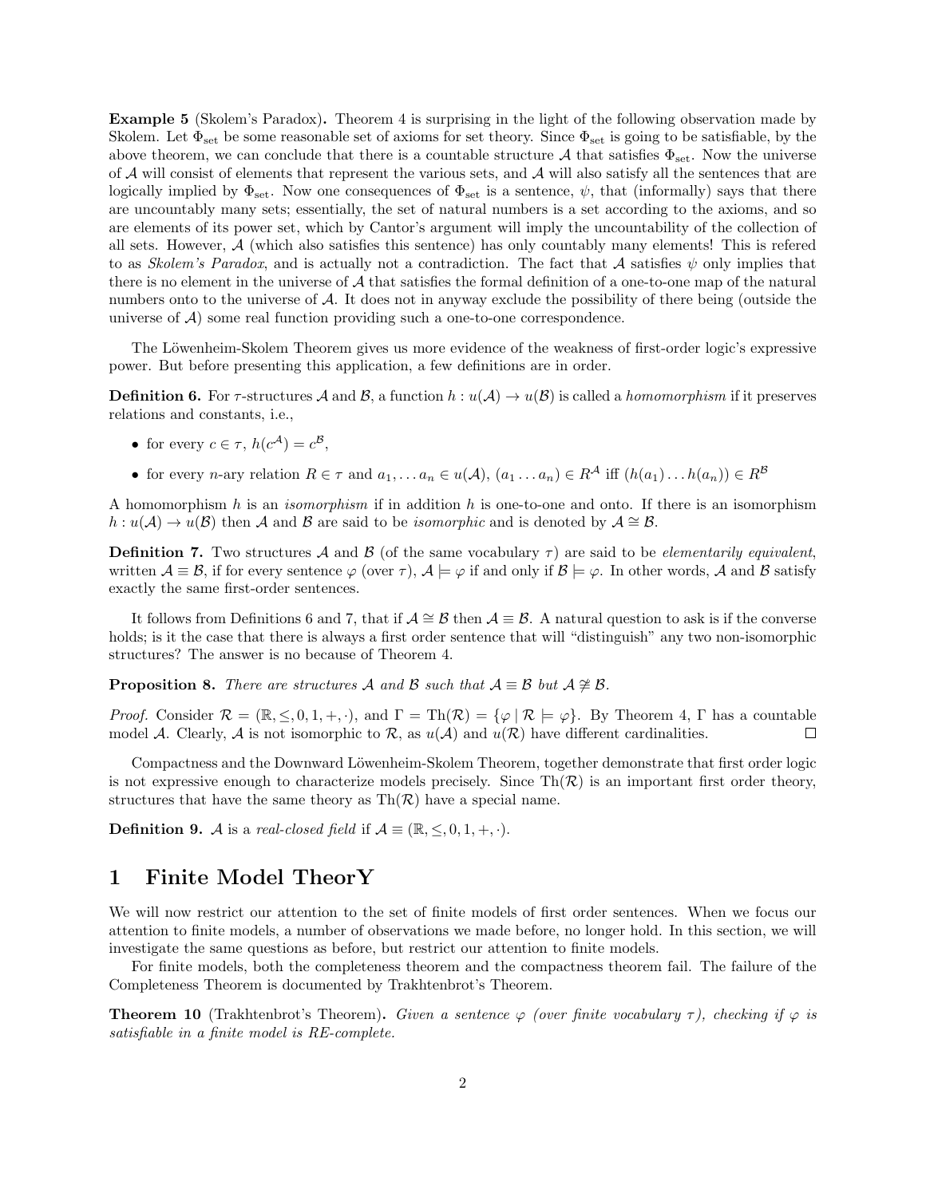**Example 5** (Skolem's Paradox)**.** Theorem 4 is surprising in the light of the following observation made by Skolem. Let $\Phi_{\text{set}}$ be some reasonable set of axioms for set theory. Since $\Phi_{\text{set}}$ is going to be satisfiable, by the above theorem, we can conclude that there is a countable structure $\mathcal{A}$ that satisfies $\Phi_{\text{set}}$. Now the universe of $\mathcal{A}$ will consist of elements that represent the various sets, and $\mathcal{A}$ will also satisfy all the sentences that are logically implied by $\Phi_{\text{set}}$. Now one consequences of $\Phi_{\text{set}}$ is a sentence, $\psi$, that (informally) says that there are uncountably many sets; essentially, the set of natural numbers is a set according to the axioms, and so are elements of its power set, which by Cantor's argument will imply the uncountability of the collection of all sets. However, $\mathcal{A}$ (which also satisfies this sentence) has only countably many elements! This is refered to as *Skolem's Paradox*, and is actually not a contradiction. The fact that $\mathcal{A}$ satisfies $\psi$ only implies that there is no element in the universe of $\mathcal{A}$ that satisfies the formal definition of a one-to-one map of the natural numbers onto to the universe of $\mathcal{A}$. It does not in anyway exclude the possibility of there being (outside the universe of $\mathcal{A}$) some real function providing such a one-to-one correspondence.

The Löwenheim-Skolem Theorem gives us more evidence of the weakness of first-order logic's expressive power. But before presenting this application, a few definitions are in order.

**Definition 6.** For $\tau$-structures $\mathcal{A}$ and $\mathcal{B}$, a function $h : u(\mathcal{A}) \to u(\mathcal{B})$ is called a *homomorphism* if it preserves relations and constants, i.e.,

- for every $c \in \tau$, $h(c^{\mathcal{A}}) = c^{\mathcal{B}}$,
- for every $n$-ary relation $R \in \tau$ and $a_1, \ldots a_n \in u(\mathcal{A})$, $(a_1 \ldots a_n) \in R^{\mathcal{A}}$ iff $(h(a_1) \ldots h(a_n)) \in R^{\mathcal{B}}$

A homomorphism $h$ is an *isomorphism* if in addition $h$ is one-to-one and onto. If there is an isomorphism $h : u(\mathcal{A}) \to u(\mathcal{B})$ then $\mathcal{A}$ and $\mathcal{B}$ are said to be *isomorphic* and is denoted by $\mathcal{A} \cong \mathcal{B}$.

**Definition 7.** Two structures $\mathcal{A}$ and $\mathcal{B}$ (of the same vocabulary $\tau$) are said to be *elementarily equivalent*, written $\mathcal{A} \equiv \mathcal{B}$, if for every sentence $\varphi$ (over $\tau$), $\mathcal{A} \models \varphi$ if and only if $\mathcal{B} \models \varphi$. In other words, $\mathcal{A}$ and $\mathcal{B}$ satisfy exactly the same first-order sentences.

It follows from Definitions 6 and 7, that if $\mathcal{A} \cong \mathcal{B}$ then $\mathcal{A} \equiv \mathcal{B}$. A natural question to ask is if the converse holds; is it the case that there is always a first order sentence that will "distinguish" any two non-isomorphic structures? The answer is no because of Theorem 4.

**Proposition 8.** *There are structures $\mathcal{A}$ and $\mathcal{B}$ such that $\mathcal{A} \equiv \mathcal{B}$ but $\mathcal{A} \ncong \mathcal{B}$.*

*Proof.* Consider $\mathcal{R} = (\mathbb{R}, \leq, 0, 1, +, \cdot)$, and $\Gamma = \text{Th}(\mathcal{R}) = \{\varphi \mid \mathcal{R} \models \varphi\}$. By Theorem 4, $\Gamma$ has a countable model $\mathcal{A}$. Clearly, $\mathcal{A}$ is not isomorphic to $\mathcal{R}$, as $u(\mathcal{A})$ and $u(\mathcal{R})$ have different cardinalities. □

Compactness and the Downward Löwenheim-Skolem Theorem, together demonstrate that first order logic is not expressive enough to characterize models precisely. Since $\text{Th}(\mathcal{R})$ is an important first order theory, structures that have the same theory as $\text{Th}(\mathcal{R})$ have a special name.

**Definition 9.** $\mathcal{A}$ is a *real-closed field* if $\mathcal{A} \equiv (\mathbb{R}, \leq, 0, 1, +, \cdot)$.

# 1 Finite Model TheorY

We will now restrict our attention to the set of finite models of first order sentences. When we focus our attention to finite models, a number of observations we made before, no longer hold. In this section, we will investigate the same questions as before, but restrict our attention to finite models.

For finite models, both the completeness theorem and the compactness theorem fail. The failure of the Completeness Theorem is documented by Trakhtenbrot's Theorem.

**Theorem 10** (Trakhtenbrot's Theorem)**.** *Given a sentence $\varphi$ (over finite vocabulary $\tau$), checking if $\varphi$ is satisfiable in a finite model is RE-complete.*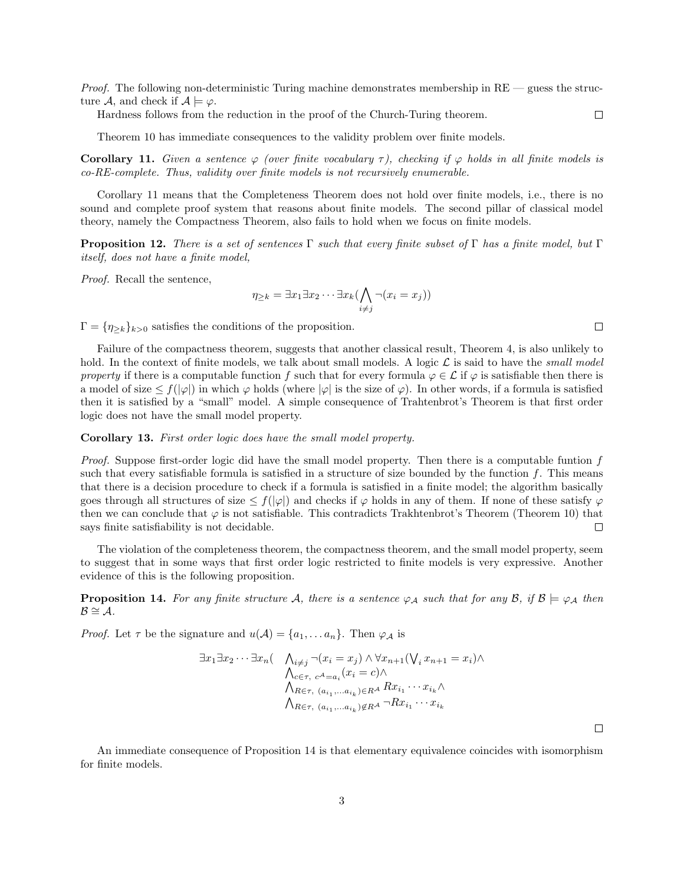*Proof.* The following non-deterministic Turing machine demonstrates membership in RE — guess the structure $\mathcal{A}$, and check if $\mathcal{A} \models \varphi$.

Hardness follows from the reduction in the proof of the Church-Turing theorem. □

Theorem 10 has immediate consequences to the validity problem over finite models.

**Corollary 11.** *Given a sentence $\varphi$ (over finite vocabulary $\tau$), checking if $\varphi$ holds in all finite models is co-RE-complete. Thus, validity over finite models is not recursively enumerable.*

Corollary 11 means that the Completeness Theorem does not hold over finite models, i.e., there is no sound and complete proof system that reasons about finite models. The second pillar of classical model theory, namely the Compactness Theorem, also fails to hold when we focus on finite models.

**Proposition 12.** *There is a set of sentences $\Gamma$ such that every finite subset of $\Gamma$ has a finite model, but $\Gamma$ itself, does not have a finite model,*

*Proof.* Recall the sentence,

$$\eta_{\geq k} = \exists x_1 \exists x_2 \cdots \exists x_k (\bigwedge_{i \neq j} \neg(x_i = x_j))$$

$\Gamma = \{\eta_{\geq k}\}_{k>0}$ satisfies the conditions of the proposition. □

Failure of the compactness theorem, suggests that another classical result, Theorem 4, is also unlikely to hold. In the context of finite models, we talk about small models. A logic $\mathcal{L}$ is said to have the *small model property* if there is a computable function $f$ such that for every formula $\varphi \in \mathcal{L}$ if $\varphi$ is satisfiable then there is a model of size $\leq f(|\varphi|)$ in which $\varphi$ holds (where $|\varphi|$ is the size of $\varphi$). In other words, if a formula is satisfied then it is satisfied by a "small" model. A simple consequence of Trahtenbrot's Theorem is that first order logic does not have the small model property.

**Corollary 13.** *First order logic does have the small model property.*

*Proof.* Suppose first-order logic did have the small model property. Then there is a computable funtion $f$ such that every satisfiable formula is satisfied in a structure of size bounded by the function $f$. This means that there is a decision procedure to check if a formula is satisfied in a finite model; the algorithm basically goes through all structures of size $\leq f(|\varphi|)$ and checks if $\varphi$ holds in any of them. If none of these satisfy $\varphi$ then we can conclude that $\varphi$ is not satisfiable. This contradicts Trakhtenbrot's Theorem (Theorem 10) that says finite satisfiability is not decidable. □

The violation of the completeness theorem, the compactness theorem, and the small model property, seem to suggest that in some ways that first order logic restricted to finite models is very expressive. Another evidence of this is the following proposition.

**Proposition 14.** *For any finite structure $\mathcal{A}$, there is a sentence $\varphi_{\mathcal{A}}$ such that for any $\mathcal{B}$, if $\mathcal{B} \models \varphi_{\mathcal{A}}$ then $\mathcal{B} \cong \mathcal{A}$.*

*Proof.* Let $\tau$ be the signature and $u(\mathcal{A}) = \{a_1, \ldots a_n\}$. Then $\varphi_{\mathcal{A}}$ is

$$\begin{aligned}\exists x_1 \exists x_2 \cdots \exists x_n ( \quad & \textstyle\bigwedge_{i \neq j} \neg(x_i = x_j) \wedge \forall x_{n+1} (\bigvee_i x_{n+1} = x_i) \wedge \\ & \textstyle\bigwedge_{c \in \tau,\ c^{\mathcal{A}} = a_i} (x_i = c) \wedge \\ & \textstyle\bigwedge_{R \in \tau,\ (a_{i_1}, \ldots a_{i_k}) \in R^{\mathcal{A}}} R x_{i_1} \cdots x_{i_k} \wedge \\ & \textstyle\bigwedge_{R \in \tau,\ (a_{i_1}, \ldots a_{i_k}) \notin R^{\mathcal{A}}} \neg R x_{i_1} \cdots x_{i_k}\end{aligned}$$

□

An immediate consequence of Proposition 14 is that elementary equivalence coincides with isomorphism for finite models.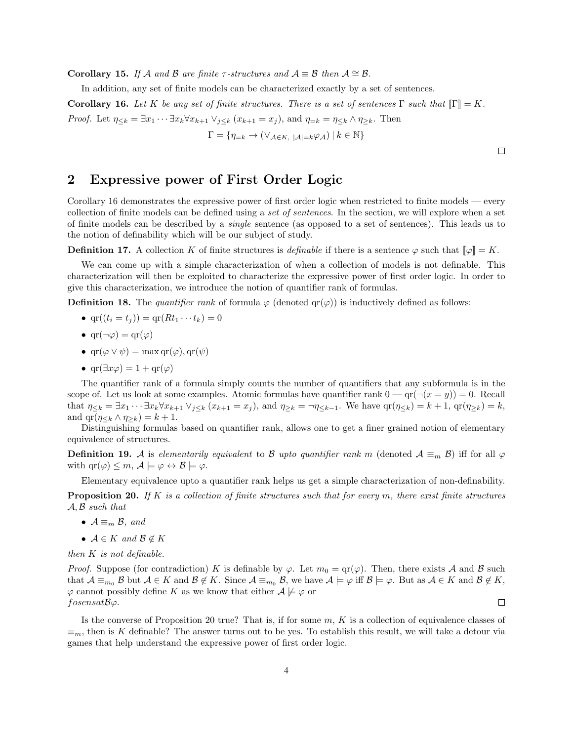**Corollary 15.** *If $\mathcal{A}$ and $\mathcal{B}$ are finite $\tau$-structures and $\mathcal{A} \equiv \mathcal{B}$ then $\mathcal{A} \cong \mathcal{B}$.*

In addition, any set of finite models can be characterized exactly by a set of sentences.

**Corollary 16.** *Let $K$ be any set of finite structures. There is a set of sentences $\Gamma$ such that $[\![\Gamma]\!] = K$.*

*Proof.* Let $\eta_{\leq k} = \exists x_1 \cdots \exists x_k \forall x_{k+1} \vee_{j \leq k} (x_{k+1} = x_j)$, and $\eta_{=k} = \eta_{\leq k} \wedge \eta_{\geq k}$. Then

$$\Gamma = \{\eta_{=k} \rightarrow (\vee_{\mathcal{A} \in K,\ |\mathcal{A}|=k} \varphi_{\mathcal{A}}) \mid k \in \mathbb{N}\}$$

□

## 2 Expressive power of First Order Logic

Corollary 16 demonstrates the expressive power of first order logic when restricted to finite models — every collection of finite models can be defined using a *set of sentences*. In the section, we will explore when a set of finite models can be described by a *single* sentence (as opposed to a set of sentences). This leads us to the notion of definability which will be our subject of study.

**Definition 17.** A collection $K$ of finite structures is *definable* if there is a sentence $\varphi$ such that $[\![\varphi]\!] = K$.

We can come up with a simple characterization of when a collection of models is not definable. This characterization will then be exploited to characterize the expressive power of first order logic. In order to give this characterization, we introduce the notion of quantifier rank of formulas.

**Definition 18.** The *quantifier rank* of formula $\varphi$ (denoted $\mathrm{qr}(\varphi)$) is inductively defined as follows:

- $\mathrm{qr}((t_i = t_j)) = \mathrm{qr}(Rt_1 \cdots t_k) = 0$
- $\mathrm{qr}(\neg\varphi) = \mathrm{qr}(\varphi)$
- $\mathrm{qr}(\varphi \vee \psi) = \max \mathrm{qr}(\varphi), \mathrm{qr}(\psi)$
- $\mathrm{qr}(\exists x \varphi) = 1 + \mathrm{qr}(\varphi)$

The quantifier rank of a formula simply counts the number of quantifiers that any subformula is in the scope of. Let us look at some examples. Atomic formulas have quantifier rank 0 — $\mathrm{qr}(\neg(x = y)) = 0$. Recall that $\eta_{\leq k} = \exists x_1 \cdots \exists x_k \forall x_{k+1} \vee_{j \leq k} (x_{k+1} = x_j)$, and $\eta_{\geq k} = \neg\eta_{\leq k-1}$. We have $\mathrm{qr}(\eta_{\leq k}) = k + 1$, $\mathrm{qr}(\eta_{\geq k}) = k$, and $\mathrm{qr}(\eta_{\leq k} \wedge \eta_{\geq k}) = k + 1$.

Distinguishing formulas based on quantifier rank, allows one to get a finer grained notion of elementary equivalence of structures.

**Definition 19.** $\mathcal{A}$ is *elementarily equivalent* to $\mathcal{B}$ *upto quantifier rank* $m$ (denoted $\mathcal{A} \equiv_m \mathcal{B}$) iff for all $\varphi$ with $\mathrm{qr}(\varphi) \leq m$, $\mathcal{A} \models \varphi \leftrightarrow \mathcal{B} \models \varphi$.

Elementary equivalence upto a quantifier rank helps us get a simple characterization of non-definability.

**Proposition 20.** *If $K$ is a collection of finite structures such that for every $m$, there exist finite structures $\mathcal{A}, \mathcal{B}$ such that*

- *$\mathcal{A} \equiv_m \mathcal{B}$, and*
- *$\mathcal{A} \in K$ and $\mathcal{B} \notin K$*

*then $K$ is not definable.*

*Proof.* Suppose (for contradiction) $K$ is definable by $\varphi$. Let $m_0 = \mathrm{qr}(\varphi)$. Then, there exists $\mathcal{A}$ and $\mathcal{B}$ such that $\mathcal{A} \equiv_{m_0} \mathcal{B}$ but $\mathcal{A} \in K$ and $\mathcal{B} \notin K$. Since $\mathcal{A} \equiv_{m_0} \mathcal{B}$, we have $\mathcal{A} \models \varphi$ iff $\mathcal{B} \models \varphi$. But as $\mathcal{A} \in K$ and $\mathcal{B} \notin K$, $\varphi$ cannot possibly define $K$ as we know that either $\mathcal{A} \not\models \varphi$ or
$fosensat\mathcal{B}\varphi$. □

Is the converse of Proposition 20 true? That is, if for some $m$, $K$ is a collection of equivalence classes of $\equiv_m$, then is $K$ definable? The answer turns out to be yes. To establish this result, we will take a detour via games that help understand the expressive power of first order logic.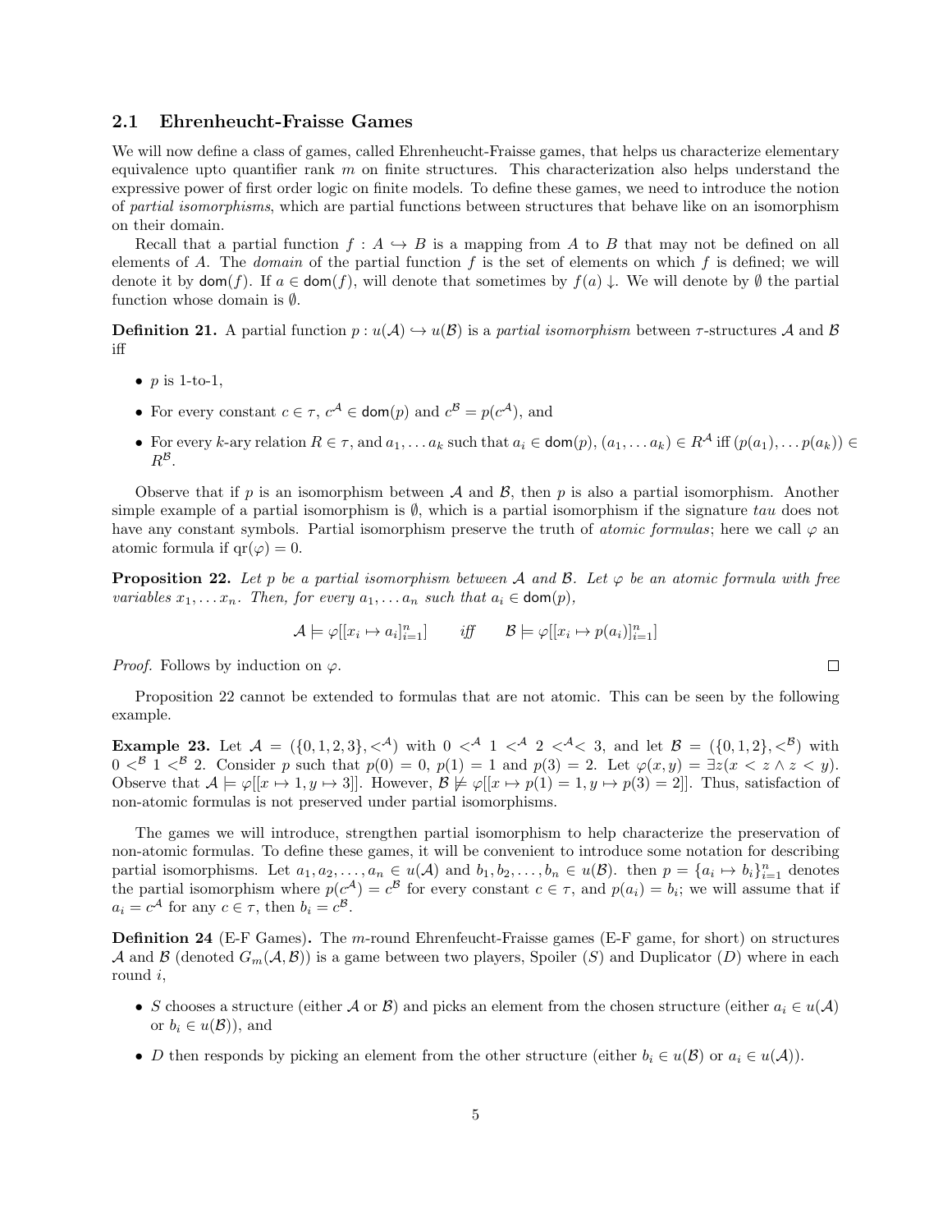### 2.1 Ehrenheucht-Fraisse Games

We will now define a class of games, called Ehrenheucht-Fraisse games, that helps us characterize elementary equivalence upto quantifier rank $m$ on finite structures. This characterization also helps understand the expressive power of first order logic on finite models. To define these games, we need to introduce the notion of *partial isomorphisms*, which are partial functions between structures that behave like on an isomorphism on their domain.

Recall that a partial function $f : A \hookrightarrow B$ is a mapping from $A$ to $B$ that may not be defined on all elements of $A$. The *domain* of the partial function $f$ is the set of elements on which $f$ is defined; we will denote it by $\mathsf{dom}(f)$. If $a \in \mathsf{dom}(f)$, will denote that sometimes by $f(a) \downarrow$. We will denote by $\emptyset$ the partial function whose domain is $\emptyset$.

**Definition 21.** A partial function $p : u(\mathcal{A}) \hookrightarrow u(\mathcal{B})$ is a *partial isomorphism* between $\tau$-structures $\mathcal{A}$ and $\mathcal{B}$ iff

- $p$ is 1-to-1,
- For every constant $c \in \tau$, $c^{\mathcal{A}} \in \mathsf{dom}(p)$ and $c^{\mathcal{B}} = p(c^{\mathcal{A}})$, and
- For every $k$-ary relation $R \in \tau$, and $a_1, \ldots a_k$ such that $a_i \in \mathsf{dom}(p)$, $(a_1, \ldots a_k) \in R^{\mathcal{A}}$ iff $(p(a_1), \ldots p(a_k)) \in R^{\mathcal{B}}$.

Observe that if $p$ is an isomorphism between $\mathcal{A}$ and $\mathcal{B}$, then $p$ is also a partial isomorphism. Another simple example of a partial isomorphism is $\emptyset$, which is a partial isomorphism if the signature *tau* does not have any constant symbols. Partial isomorphism preserve the truth of *atomic formulas*; here we call $\varphi$ an atomic formula if $\mathrm{qr}(\varphi) = 0$.

**Proposition 22.** *Let $p$ be a partial isomorphism between $\mathcal{A}$ and $\mathcal{B}$. Let $\varphi$ be an atomic formula with free variables $x_1, \ldots x_n$. Then, for every $a_1, \ldots a_n$ such that $a_i \in \mathsf{dom}(p)$,*

$$\mathcal{A} \models \varphi[[x_i \mapsto a_i]_{i=1}^n] \qquad \textit{iff} \qquad \mathcal{B} \models \varphi[[x_i \mapsto p(a_i)]_{i=1}^n]$$

*Proof.* Follows by induction on $\varphi$. $\square$

Proposition 22 cannot be extended to formulas that are not atomic. This can be seen by the following example.

**Example 23.** Let $\mathcal{A} = (\{0, 1, 2, 3\}, <^{\mathcal{A}})$ with $0 <^{\mathcal{A}} 1 <^{\mathcal{A}} 2 <^{\mathcal{A}} < 3$, and let $\mathcal{B} = (\{0, 1, 2\}, <^{\mathcal{B}})$ with $0 <^{\mathcal{B}} 1 <^{\mathcal{B}} 2$. Consider $p$ such that $p(0) = 0$, $p(1) = 1$ and $p(3) = 2$. Let $\varphi(x, y) = \exists z(x < z \wedge z < y)$. Observe that $\mathcal{A} \models \varphi[[x \mapsto 1, y \mapsto 3]]$. However, $\mathcal{B} \not\models \varphi[[x \mapsto p(1) = 1, y \mapsto p(3) = 2]]$. Thus, satisfaction of non-atomic formulas is not preserved under partial isomorphisms.

The games we will introduce, strengthen partial isomorphism to help characterize the preservation of non-atomic formulas. To define these games, it will be convenient to introduce some notation for describing partial isomorphisms. Let $a_1, a_2, \ldots, a_n \in u(\mathcal{A})$ and $b_1, b_2, \ldots, b_n \in u(\mathcal{B})$. then $p = \{a_i \mapsto b_i\}_{i=1}^n$ denotes the partial isomorphism where $p(c^{\mathcal{A}}) = c^{\mathcal{B}}$ for every constant $c \in \tau$, and $p(a_i) = b_i$; we will assume that if $a_i = c^{\mathcal{A}}$ for any $c \in \tau$, then $b_i = c^{\mathcal{B}}$.

**Definition 24** (E-F Games)**.** The $m$-round Ehrenfeucht-Fraisse games (E-F game, for short) on structures $\mathcal{A}$ and $\mathcal{B}$ (denoted $G_m(\mathcal{A}, \mathcal{B})$) is a game between two players, Spoiler ($S$) and Duplicator ($D$) where in each round $i$,

- $S$ chooses a structure (either $\mathcal{A}$ or $\mathcal{B}$) and picks an element from the chosen structure (either $a_i \in u(\mathcal{A})$ or $b_i \in u(\mathcal{B})$), and
- $D$ then responds by picking an element from the other structure (either $b_i \in u(\mathcal{B})$ or $a_i \in u(\mathcal{A})$).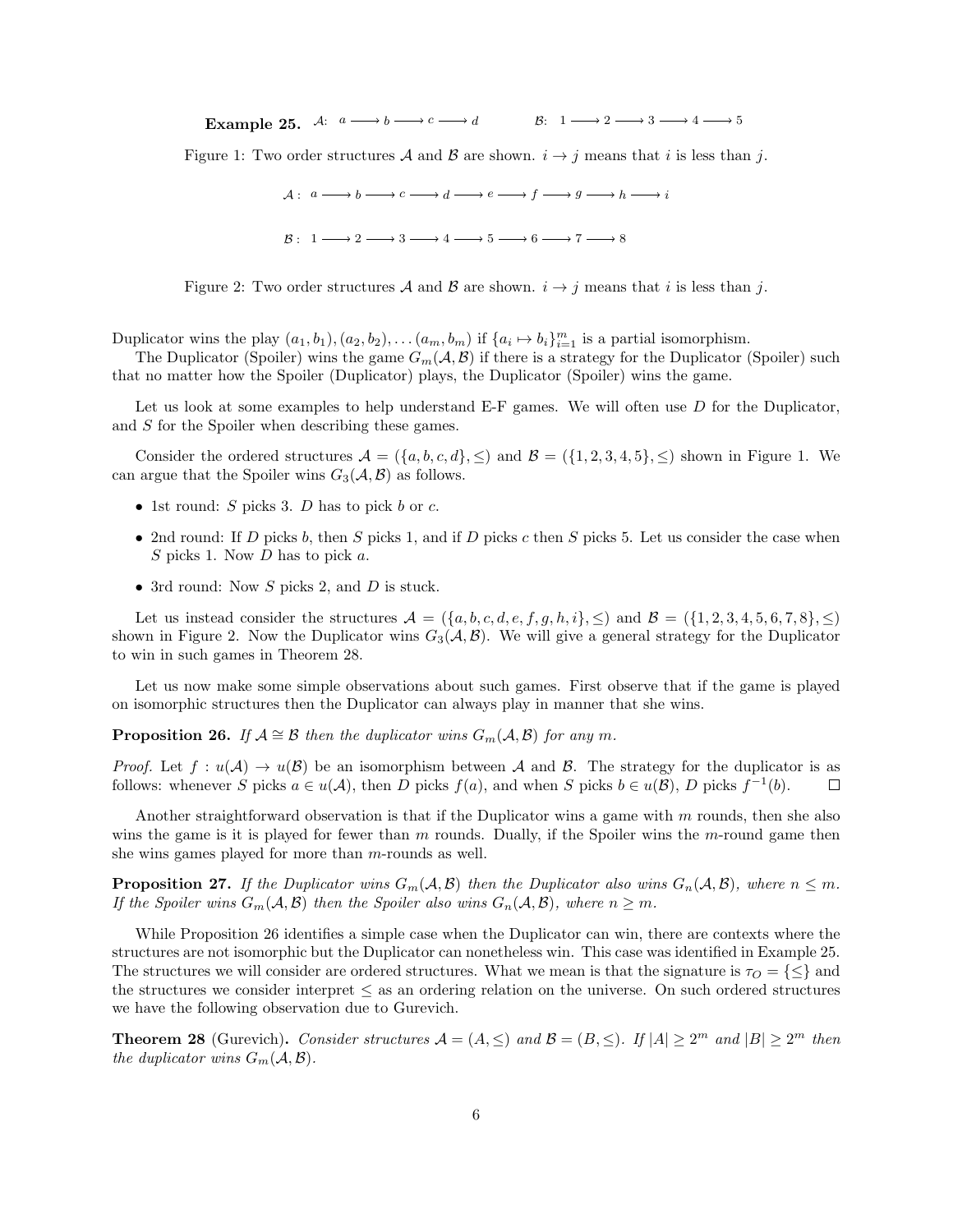**Example 25.** $\mathcal{A}$: $a \longrightarrow b \longrightarrow c \longrightarrow d$ $\qquad$ $\mathcal{B}$: $1 \longrightarrow 2 \longrightarrow 3 \longrightarrow 4 \longrightarrow 5$

Figure 1: Two order structures $\mathcal{A}$ and $\mathcal{B}$ are shown. $i \to j$ means that $i$ is less than $j$.

$\mathcal{A}$ : $a \longrightarrow b \longrightarrow c \longrightarrow d \longrightarrow e \longrightarrow f \longrightarrow g \longrightarrow h \longrightarrow i$

$\mathcal{B}$ : $1 \longrightarrow 2 \longrightarrow 3 \longrightarrow 4 \longrightarrow 5 \longrightarrow 6 \longrightarrow 7 \longrightarrow 8$

Figure 2: Two order structures $\mathcal{A}$ and $\mathcal{B}$ are shown. $i \to j$ means that $i$ is less than $j$.

Duplicator wins the play $(a_1, b_1), (a_2, b_2), \ldots (a_m, b_m)$ if $\{a_i \mapsto b_i\}_{i=1}^m$ is a partial isomorphism.

The Duplicator (Spoiler) wins the game $G_m(\mathcal{A}, \mathcal{B})$ if there is a strategy for the Duplicator (Spoiler) such that no matter how the Spoiler (Duplicator) plays, the Duplicator (Spoiler) wins the game.

Let us look at some examples to help understand E-F games. We will often use $D$ for the Duplicator, and $S$ for the Spoiler when describing these games.

Consider the ordered structures $\mathcal{A} = (\{a, b, c, d\}, \leq)$ and $\mathcal{B} = (\{1, 2, 3, 4, 5\}, \leq)$ shown in Figure 1. We can argue that the Spoiler wins $G_3(\mathcal{A}, \mathcal{B})$ as follows.

- 1st round: $S$ picks 3. $D$ has to pick $b$ or $c$.
- 2nd round: If $D$ picks $b$, then $S$ picks 1, and if $D$ picks $c$ then $S$ picks 5. Let us consider the case when $S$ picks 1. Now $D$ has to pick $a$.
- 3rd round: Now $S$ picks 2, and $D$ is stuck.

Let us instead consider the structures $\mathcal{A} = (\{a, b, c, d, e, f, g, h, i\}, \leq)$ and $\mathcal{B} = (\{1, 2, 3, 4, 5, 6, 7, 8\}, \leq)$ shown in Figure 2. Now the Duplicator wins $G_3(\mathcal{A}, \mathcal{B})$. We will give a general strategy for the Duplicator to win in such games in Theorem 28.

Let us now make some simple observations about such games. First observe that if the game is played on isomorphic structures then the Duplicator can always play in manner that she wins.

**Proposition 26.** *If $\mathcal{A} \cong \mathcal{B}$ then the duplicator wins $G_m(\mathcal{A}, \mathcal{B})$ for any $m$.*

*Proof.* Let $f : u(\mathcal{A}) \to u(\mathcal{B})$ be an isomorphism between $\mathcal{A}$ and $\mathcal{B}$. The strategy for the duplicator is as follows: whenever $S$ picks $a \in u(\mathcal{A})$, then $D$ picks $f(a)$, and when $S$ picks $b \in u(\mathcal{B})$, $D$ picks $f^{-1}(b)$. $\square$

Another straightforward observation is that if the Duplicator wins a game with $m$ rounds, then she also wins the game is it is played for fewer than $m$ rounds. Dually, if the Spoiler wins the $m$-round game then she wins games played for more than $m$-rounds as well.

**Proposition 27.** *If the Duplicator wins $G_m(\mathcal{A}, \mathcal{B})$ then the Duplicator also wins $G_n(\mathcal{A}, \mathcal{B})$, where $n \leq m$. If the Spoiler wins $G_m(\mathcal{A}, \mathcal{B})$ then the Spoiler also wins $G_n(\mathcal{A}, \mathcal{B})$, where $n \geq m$.*

While Proposition 26 identifies a simple case when the Duplicator can win, there are contexts where the structures are not isomorphic but the Duplicator can nonetheless win. This case was identified in Example 25. The structures we will consider are ordered structures. What we mean is that the signature is $\tau_O = \{\leq\}$ and the structures we consider interpret $\leq$ as an ordering relation on the universe. On such ordered structures we have the following observation due to Gurevich.

**Theorem 28** (Gurevich)**.** *Consider structures $\mathcal{A} = (A, \leq)$ and $\mathcal{B} = (B, \leq)$. If $|A| \geq 2^m$ and $|B| \geq 2^m$ then the duplicator wins $G_m(\mathcal{A}, \mathcal{B})$.*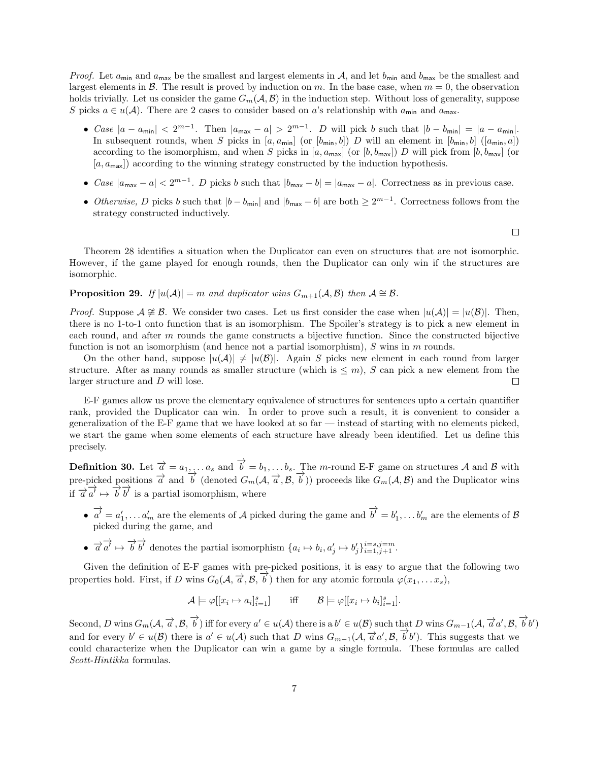*Proof.* Let $a_{\mathsf{min}}$ and $a_{\mathsf{max}}$ be the smallest and largest elements in $\mathcal{A}$, and let $b_{\mathsf{min}}$ and $b_{\mathsf{max}}$ be the smallest and largest elements in $\mathcal{B}$. The result is proved by induction on $m$. In the base case, when $m = 0$, the observation holds trivially. Let us consider the game $G_m(\mathcal{A}, \mathcal{B})$ in the induction step. Without loss of generality, suppose $S$ picks $a \in u(\mathcal{A})$. There are 2 cases to consider based on $a$'s relationship with $a_{\mathsf{min}}$ and $a_{\mathsf{max}}$.

- *Case* $|a - a_{\mathsf{min}}| < 2^{m-1}$. Then $|a_{\mathsf{max}} - a| > 2^{m-1}$. $D$ will pick $b$ such that $|b - b_{\mathsf{min}}| = |a - a_{\mathsf{min}}|$. In subsequent rounds, when $S$ picks in $[a, a_{\mathsf{min}}]$ (or $[b_{\mathsf{min}}, b]$) $D$ will an element in $[b_{\mathsf{min}}, b]$ ($[a_{\mathsf{min}}, a]$) according to the isomorphism, and when $S$ picks in $[a, a_{\mathsf{max}}]$ (or $[b, b_{\mathsf{max}}]$) $D$ will pick from $[b, b_{\mathsf{max}}]$ (or $[a, a_{\mathsf{max}}]$) according to the winning strategy constructed by the induction hypothesis.
- *Case* $|a_{\mathsf{max}} - a| < 2^{m-1}$. $D$ picks $b$ such that $|b_{\mathsf{max}} - b| = |a_{\mathsf{max}} - a|$. Correctness as in previous case.
- *Otherwise,* $D$ picks $b$ such that $|b - b_{\mathsf{min}}|$ and $|b_{\mathsf{max}} - b|$ are both $\geq 2^{m-1}$. Correctness follows from the strategy constructed inductively.

$\square$

Theorem 28 identifies a situation when the Duplicator can even on structures that are not isomorphic. However, if the game played for enough rounds, then the Duplicator can only win if the structures are isomorphic.

**Proposition 29.** *If $|u(\mathcal{A})| = m$ and duplicator wins $G_{m+1}(\mathcal{A}, \mathcal{B})$ then $\mathcal{A} \cong \mathcal{B}$.*

*Proof.* Suppose $\mathcal{A} \not\cong \mathcal{B}$. We consider two cases. Let us first consider the case when $|u(\mathcal{A})| = |u(\mathcal{B})|$. Then, there is no 1-to-1 onto function that is an isomorphism. The Spoiler's strategy is to pick a new element in each round, and after $m$ rounds the game constructs a bijective function. Since the constructed bijective function is not an isomorphism (and hence not a partial isomorphism), $S$ wins in $m$ rounds.

On the other hand, suppose $|u(\mathcal{A})| \neq |u(\mathcal{B})|$. Again $S$ picks new element in each round from larger structure. After as many rounds as smaller structure (which is $\leq m$), $S$ can pick a new element from the larger structure and $D$ will lose. $\square$

E-F games allow us prove the elementary equivalence of structures for sentences upto a certain quantifier rank, provided the Duplicator can win. In order to prove such a result, it is convenient to consider a generalization of the E-F game that we have looked at so far — instead of starting with no elements picked, we start the game when some elements of each structure have already been identified. Let us define this precisely.

**Definition 30.** Let $\overrightarrow{a} = a_1, \ldots a_s$ and $\overrightarrow{b} = b_1, \ldots b_s$. The $m$-round E-F game on structures $\mathcal{A}$ and $\mathcal{B}$ with pre-picked positions $\overrightarrow{a}$ and $\overrightarrow{b}$ (denoted $G_m(\mathcal{A}, \overrightarrow{a}, \mathcal{B}, \overrightarrow{b})$) proceeds like $G_m(\mathcal{A}, \mathcal{B})$ and the Duplicator wins if $\overrightarrow{a}\,\overrightarrow{a'} \mapsto \overrightarrow{b}\,\overrightarrow{b'}$ is a partial isomorphism, where

- $\overrightarrow{a'} = a'_1, \ldots a'_m$ are the elements of $\mathcal{A}$ picked during the game and $\overrightarrow{b'} = b'_1, \ldots b'_m$ are the elements of $\mathcal{B}$ picked during the game, and
- $\overrightarrow{a}\,\overrightarrow{a'} \mapsto \overrightarrow{b}\,\overrightarrow{b'}$ denotes the partial isomorphism $\{a_i \mapsto b_i, a'_j \mapsto b'_j\}_{i=1,j+1}^{i=s,j=m}$.

Given the definition of E-F games with pre-picked positions, it is easy to argue that the following two properties hold. First, if $D$ wins $G_0(\mathcal{A}, \overrightarrow{a}, \mathcal{B}, \overrightarrow{b})$ then for any atomic formula $\varphi(x_1, \ldots x_s)$,

$$\mathcal{A} \models \varphi[[x_i \mapsto a_i]_{i=1}^{s}] \qquad \text{iff} \qquad \mathcal{B} \models \varphi[[x_i \mapsto b_i]_{i=1}^{s}].$$

Second, $D$ wins $G_m(\mathcal{A}, \overrightarrow{a}, \mathcal{B}, \overrightarrow{b})$ iff for every $a' \in u(\mathcal{A})$ there is a $b' \in u(\mathcal{B})$ such that $D$ wins $G_{m-1}(\mathcal{A}, \overrightarrow{a}a', \mathcal{B}, \overrightarrow{b}b')$ and for every $b' \in u(\mathcal{B})$ there is $a' \in u(\mathcal{A})$ such that $D$ wins $G_{m-1}(\mathcal{A}, \overrightarrow{a}a', \mathcal{B}, \overrightarrow{b}b')$. This suggests that we could characterize when the Duplicator can win a game by a single formula. These formulas are called *Scott-Hintikka* formulas.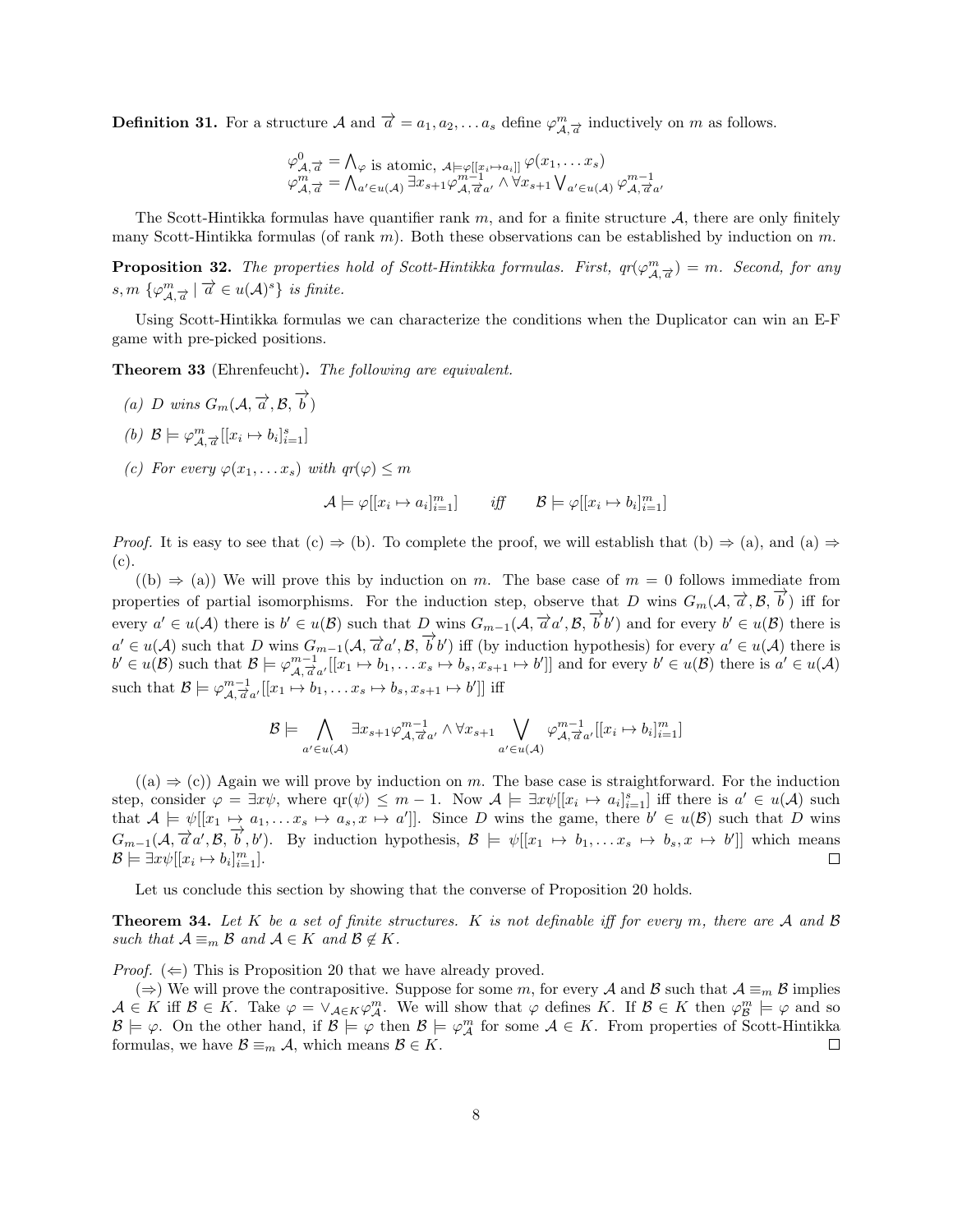**Definition 31.** For a structure $\mathcal{A}$ and $\overrightarrow{a} = a_1, a_2, \ldots a_s$ define $\varphi^m_{\mathcal{A},\overrightarrow{a}}$ inductively on $m$ as follows.

$$\varphi^0_{\mathcal{A},\overrightarrow{a}} = \bigwedge_{\varphi \text{ is atomic, } \mathcal{A}\models\varphi[[x_i\mapsto a_i]]} \varphi(x_1, \ldots x_s)$$
$$\varphi^m_{\mathcal{A},\overrightarrow{a}} = \bigwedge_{a'\in u(\mathcal{A})} \exists x_{s+1}\varphi^{m-1}_{\mathcal{A},\overrightarrow{a}a'} \wedge \forall x_{s+1} \bigvee_{a'\in u(\mathcal{A})} \varphi^{m-1}_{\mathcal{A},\overrightarrow{a}a'}$$

The Scott-Hintikka formulas have quantifier rank $m$, and for a finite structure $\mathcal{A}$, there are only finitely many Scott-Hintikka formulas (of rank $m$). Both these observations can be established by induction on $m$.

**Proposition 32.** *The properties hold of Scott-Hintikka formulas. First, $qr(\varphi^m_{\mathcal{A},\overrightarrow{a}}) = m$. Second, for any $s, m$ $\{\varphi^m_{\mathcal{A},\overrightarrow{a}} \mid \overrightarrow{a} \in u(\mathcal{A})^s\}$ is finite.*

Using Scott-Hintikka formulas we can characterize the conditions when the Duplicator can win an E-F game with pre-picked positions.

**Theorem 33** (Ehrenfeucht)**.** *The following are equivalent.*

*(a) $D$ wins $G_m(\mathcal{A}, \overrightarrow{a}, \mathcal{B}, \overrightarrow{b})$*

*(b) $\mathcal{B} \models \varphi^m_{\mathcal{A},\overrightarrow{a}}[[x_i \mapsto b_i]]^s_{i=1}]$*

*(c) For every $\varphi(x_1, \ldots x_s)$ with $qr(\varphi) \leq m$*

$$\mathcal{A} \models \varphi[[x_i \mapsto a_i]^m_{i=1}] \qquad \textit{iff} \qquad \mathcal{B} \models \varphi[[x_i \mapsto b_i]^m_{i=1}]$$

*Proof.* It is easy to see that (c) $\Rightarrow$ (b). To complete the proof, we will establish that (b) $\Rightarrow$ (a), and (a) $\Rightarrow$ (c).

((b) $\Rightarrow$ (a)) We will prove this by induction on $m$. The base case of $m = 0$ follows immediate from properties of partial isomorphisms. For the induction step, observe that $D$ wins $G_m(\mathcal{A}, \overrightarrow{a}, \mathcal{B}, \overrightarrow{b})$ iff for every $a' \in u(\mathcal{A})$ there is $b' \in u(\mathcal{B})$ such that $D$ wins $G_{m-1}(\mathcal{A}, \overrightarrow{a}a', \mathcal{B}, \overrightarrow{b}b')$ and for every $b' \in u(\mathcal{B})$ there is $a' \in u(\mathcal{A})$ such that $D$ wins $G_{m-1}(\mathcal{A}, \overrightarrow{a}a', \mathcal{B}, \overrightarrow{b}b')$ iff (by induction hypothesis) for every $a' \in u(\mathcal{A})$ there is $b' \in u(\mathcal{B})$ such that $\mathcal{B} \models \varphi^{m-1}_{\mathcal{A},\overrightarrow{a}a'}[[x_1 \mapsto b_1, \ldots x_s \mapsto b_s, x_{s+1} \mapsto b']]$ and for every $b' \in u(\mathcal{B})$ there is $a' \in u(\mathcal{A})$ such that $\mathcal{B} \models \varphi^{m-1}_{\mathcal{A},\overrightarrow{a}a'}[[x_1 \mapsto b_1, \ldots x_s \mapsto b_s, x_{s+1} \mapsto b']]$ iff

$$\mathcal{B} \models \bigwedge_{a'\in u(\mathcal{A})} \exists x_{s+1}\varphi^{m-1}_{\mathcal{A},\overrightarrow{a}a'} \wedge \forall x_{s+1} \bigvee_{a'\in u(\mathcal{A})} \varphi^{m-1}_{\mathcal{A},\overrightarrow{a}a'}[[x_i \mapsto b_i]^m_{i=1}]$$

((a) $\Rightarrow$ (c)) Again we will prove by induction on $m$. The base case is straightforward. For the induction step, consider $\varphi = \exists x\psi$, where $\text{qr}(\psi) \leq m - 1$. Now $\mathcal{A} \models \exists x\psi[[x_i \mapsto a_i]^s_{i=1}]$ iff there is $a' \in u(\mathcal{A})$ such that $\mathcal{A} \models \psi[[x_1 \mapsto a_1, \ldots x_s \mapsto a_s, x \mapsto a']]$. Since $D$ wins the game, there $b' \in u(\mathcal{B})$ such that $D$ wins $G_{m-1}(\mathcal{A}, \overrightarrow{a}a', \mathcal{B}, \overrightarrow{b}, b')$. By induction hypothesis, $\mathcal{B} \models \psi[[x_1 \mapsto b_1, \ldots x_s \mapsto b_s, x \mapsto b']]$ which means $\mathcal{B} \models \exists x\psi[[x_i \mapsto b_i]^m_{i=1}]$. $\square$

Let us conclude this section by showing that the converse of Proposition 20 holds.

**Theorem 34.** *Let $K$ be a set of finite structures. $K$ is not definable iff for every $m$, there are $\mathcal{A}$ and $\mathcal{B}$ such that $\mathcal{A} \equiv_m \mathcal{B}$ and $\mathcal{A} \in K$ and $\mathcal{B} \notin K$.*

*Proof.* ($\Leftarrow$) This is Proposition 20 that we have already proved.

($\Rightarrow$) We will prove the contrapositive. Suppose for some $m$, for every $\mathcal{A}$ and $\mathcal{B}$ such that $\mathcal{A} \equiv_m \mathcal{B}$ implies $\mathcal{A} \in K$ iff $\mathcal{B} \in K$. Take $\varphi = \vee_{\mathcal{A}\in K}\varphi^m_{\mathcal{A}}$. We will show that $\varphi$ defines $K$. If $\mathcal{B} \in K$ then $\varphi^m_{\mathcal{B}} \models \varphi$ and so $\mathcal{B} \models \varphi$. On the other hand, if $\mathcal{B} \models \varphi$ then $\mathcal{B} \models \varphi^m_{\mathcal{A}}$ for some $\mathcal{A} \in K$. From properties of Scott-Hintikka formulas, we have $\mathcal{B} \equiv_m \mathcal{A}$, which means $\mathcal{B} \in K$. $\square$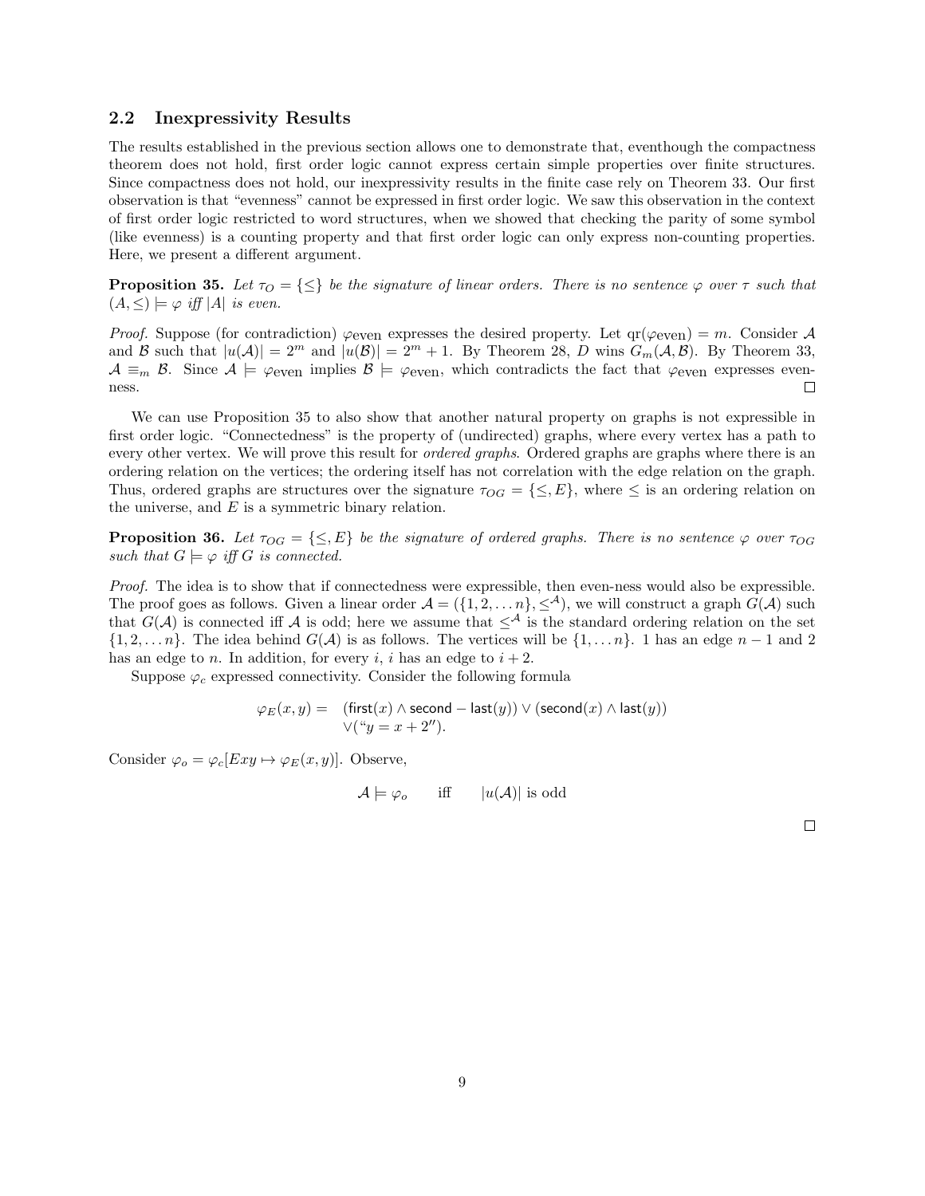## 2.2 Inexpressivity Results

The results established in the previous section allows one to demonstrate that, eventhough the compactness theorem does not hold, first order logic cannot express certain simple properties over finite structures. Since compactness does not hold, our inexpressivity results in the finite case rely on Theorem 33. Our first observation is that "evenness" cannot be expressed in first order logic. We saw this observation in the context of first order logic restricted to word structures, when we showed that checking the parity of some symbol (like evenness) is a counting property and that first order logic can only express non-counting properties. Here, we present a different argument.

**Proposition 35.** *Let $\tau_O = \{\leq\}$ be the signature of linear orders. There is no sentence $\varphi$ over $\tau$ such that $(A, \leq) \models \varphi$ iff $|A|$ is even.*

*Proof.* Suppose (for contradiction) $\varphi_{\text{even}}$ expresses the desired property. Let $\text{qr}(\varphi_{\text{even}}) = m$. Consider $\mathcal{A}$ and $\mathcal{B}$ such that $|u(\mathcal{A})| = 2^m$ and $|u(\mathcal{B})| = 2^m + 1$. By Theorem 28, $D$ wins $G_m(\mathcal{A}, \mathcal{B})$. By Theorem 33, $\mathcal{A} \equiv_m \mathcal{B}$. Since $\mathcal{A} \models \varphi_{\text{even}}$ implies $\mathcal{B} \models \varphi_{\text{even}}$, which contradicts the fact that $\varphi_{\text{even}}$ expresses evenness. □

We can use Proposition 35 to also show that another natural property on graphs is not expressible in first order logic. "Connectedness" is the property of (undirected) graphs, where every vertex has a path to every other vertex. We will prove this result for *ordered graphs*. Ordered graphs are graphs where there is an ordering relation on the vertices; the ordering itself has not correlation with the edge relation on the graph. Thus, ordered graphs are structures over the signature $\tau_{OG} = \{\leq, E\}$, where $\leq$ is an ordering relation on the universe, and $E$ is a symmetric binary relation.

**Proposition 36.** *Let $\tau_{OG} = \{\leq, E\}$ be the signature of ordered graphs. There is no sentence $\varphi$ over $\tau_{OG}$ such that $G \models \varphi$ iff $G$ is connected.*

*Proof.* The idea is to show that if connectedness were expressible, then even-ness would also be expressible. The proof goes as follows. Given a linear order $\mathcal{A} = (\{1, 2, \ldots n\}, \leq^{\mathcal{A}})$, we will construct a graph $G(\mathcal{A})$ such that $G(\mathcal{A})$ is connected iff $\mathcal{A}$ is odd; here we assume that $\leq^{\mathcal{A}}$ is the standard ordering relation on the set $\{1, 2, \ldots n\}$. The idea behind $G(\mathcal{A})$ is as follows. The vertices will be $\{1, \ldots n\}$. 1 has an edge $n - 1$ and 2 has an edge to $n$. In addition, for every $i$, $i$ has an edge to $i + 2$.

Suppose $\varphi_c$ expressed connectivity. Consider the following formula

$$\begin{aligned}\varphi_E(x, y) = \quad & (\mathsf{first}(x) \wedge \mathsf{second}-\mathsf{last}(y)) \vee (\mathsf{second}(x) \wedge \mathsf{last}(y)) \\ & \vee(\text{"}y = x + 2\text{"}).\end{aligned}$$

Consider $\varphi_o = \varphi_c[Exy \mapsto \varphi_E(x, y)]$. Observe,

$$\mathcal{A} \models \varphi_o \qquad \text{iff} \qquad |u(\mathcal{A})| \text{ is odd}$$

□